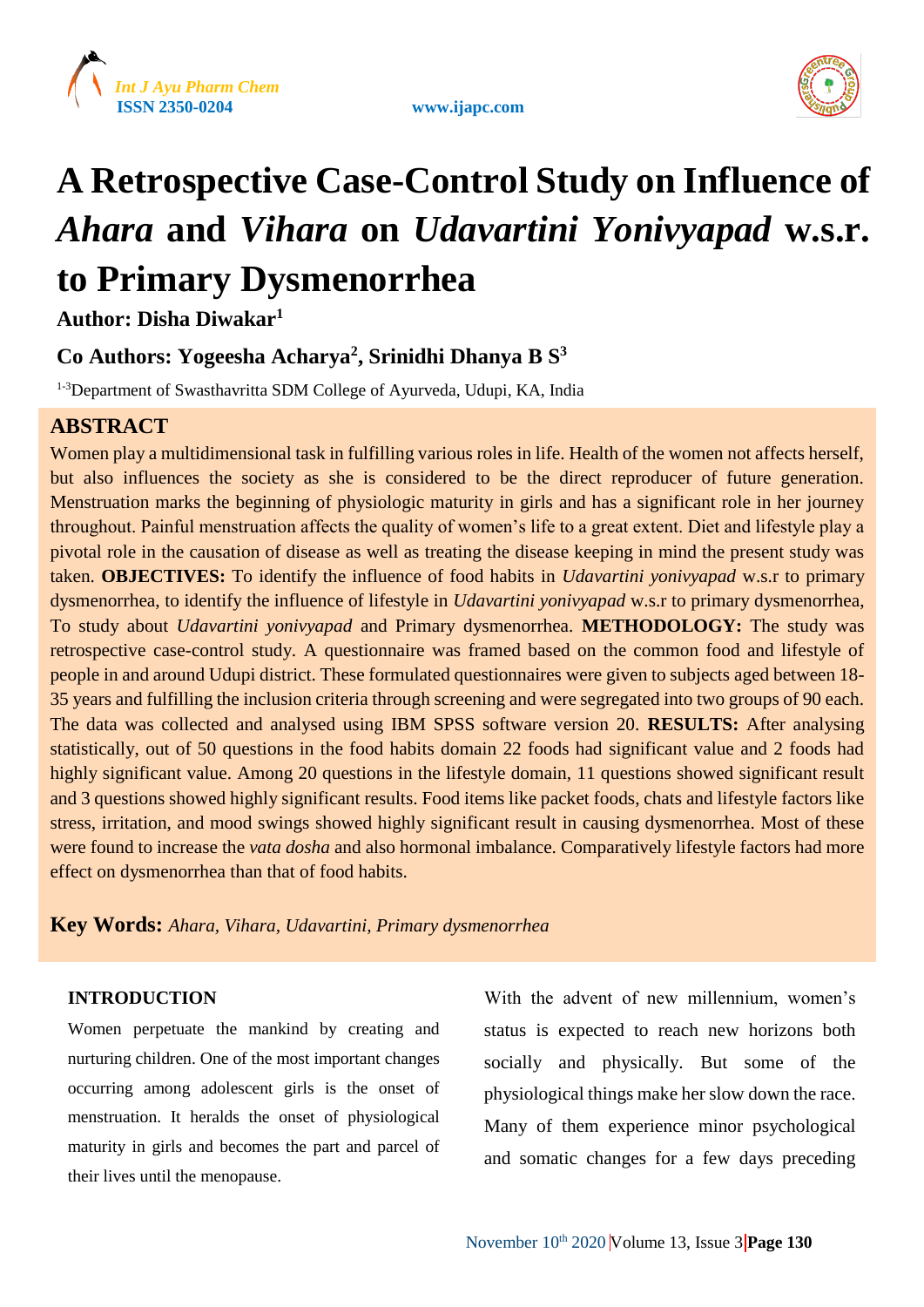# A Retrospective Case-Control Study on Influence of *Ahara* and *Vihara* on *Udavartini Yonivyapad* w.s.r. to Primary Dysmenorrhea

**Author: Disha Diwakar[1]**

**Co Authors: Yogeesha Acharya[2], Srinidhi Dhanya B S[3]**

[1-3]Department of Swasthavritta SDM College of Ayurveda, Udupi, KA, India

## ABSTRACT

Women play a multidimensional task in fulfilling various roles in life. Health of the women not affects herself, but also influences the society as she is considered to be the direct reproducer of future generation. Menstruation marks the beginning of physiologic maturity in girls and has a significant role in her journey throughout. Painful menstruation affects the quality of women's life to a great extent. Diet and lifestyle play a pivotal role in the causation of disease as well as treating the disease keeping in mind the present study was taken. **OBJECTIVES:** To identify the influence of food habits in *Udavartini yonivyapad* w.s.r to primary dysmenorrhea, to identify the influence of lifestyle in *Udavartini yonivyapad* w.s.r to primary dysmenorrhea, To study about *Udavartini yonivyapad* and Primary dysmenorrhea. **METHODOLOGY:** The study was retrospective case-control study. A questionnaire was framed based on the common food and lifestyle of people in and around Udupi district. These formulated questionnaires were given to subjects aged between 18-35 years and fulfilling the inclusion criteria through screening and were segregated into two groups of 90 each. The data was collected and analysed using IBM SPSS software version 20. **RESULTS:** After analysing statistically, out of 50 questions in the food habits domain 22 foods had significant value and 2 foods had highly significant value. Among 20 questions in the lifestyle domain, 11 questions showed significant result and 3 questions showed highly significant results. Food items like packet foods, chats and lifestyle factors like stress, irritation, and mood swings showed highly significant result in causing dysmenorrhea. Most of these were found to increase the *vata dosha* and also hormonal imbalance. Comparatively lifestyle factors had more effect on dysmenorrhea than that of food habits.

**Key Words:** *Ahara, Vihara, Udavartini, Primary dysmenorrhea*

## INTRODUCTION

Women perpetuate the mankind by creating and nurturing children. One of the most important changes occurring among adolescent girls is the onset of menstruation. It heralds the onset of physiological maturity in girls and becomes the part and parcel of their lives until the menopause.

With the advent of new millennium, women's status is expected to reach new horizons both socially and physically. But some of the physiological things make her slow down the race. Many of them experience minor psychological and somatic changes for a few days preceding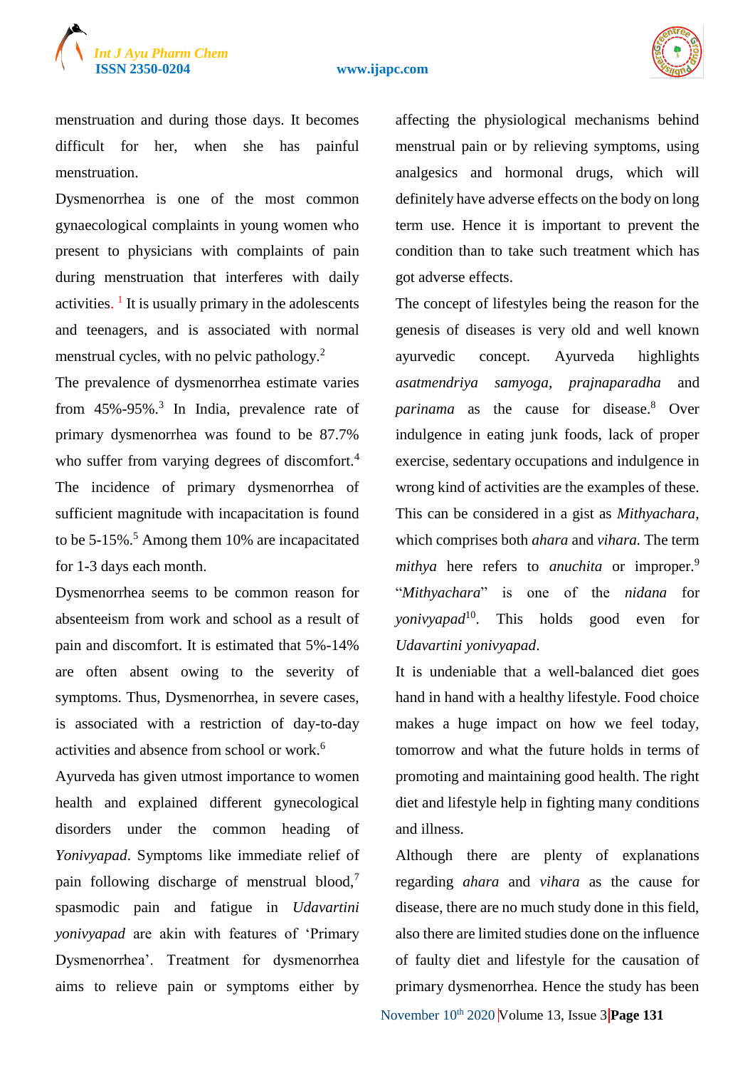menstruation and during those days. It becomes difficult for her, when she has painful menstruation.

Dysmenorrhea is one of the most common gynaecological complaints in young women who present to physicians with complaints of pain during menstruation that interferes with daily activities. [1] It is usually primary in the adolescents and teenagers, and is associated with normal menstrual cycles, with no pelvic pathology.[2]

The prevalence of dysmenorrhea estimate varies from 45%-95%.[3] In India, prevalence rate of primary dysmenorrhea was found to be 87.7% who suffer from varying degrees of discomfort.[4] The incidence of primary dysmenorrhea of sufficient magnitude with incapacitation is found to be 5-15%.[5] Among them 10% are incapacitated for 1-3 days each month.

Dysmenorrhea seems to be common reason for absenteeism from work and school as a result of pain and discomfort. It is estimated that 5%-14% are often absent owing to the severity of symptoms. Thus, Dysmenorrhea, in severe cases, is associated with a restriction of day-to-day activities and absence from school or work.[6]

Ayurveda has given utmost importance to women health and explained different gynecological disorders under the common heading of *Yonivyapad*. Symptoms like immediate relief of pain following discharge of menstrual blood,[7] spasmodic pain and fatigue in *Udavartini yonivyapad* are akin with features of 'Primary Dysmenorrhea'. Treatment for dysmenorrhea aims to relieve pain or symptoms either by affecting the physiological mechanisms behind menstrual pain or by relieving symptoms, using analgesics and hormonal drugs, which will definitely have adverse effects on the body on long term use. Hence it is important to prevent the condition than to take such treatment which has got adverse effects.

The concept of lifestyles being the reason for the genesis of diseases is very old and well known ayurvedic concept. Ayurveda highlights *asatmendriya samyoga*, *prajnaparadha* and *parinama* as the cause for disease.[8] Over indulgence in eating junk foods, lack of proper exercise, sedentary occupations and indulgence in wrong kind of activities are the examples of these. This can be considered in a gist as *Mithyachara*, which comprises both *ahara* and *vihara*. The term *mithya* here refers to *anuchita* or improper.[9] "*Mithyachara*" is one of the *nidana* for *yonivyapad*[10]. This holds good even for *Udavartini yonivyapad*.

It is undeniable that a well-balanced diet goes hand in hand with a healthy lifestyle. Food choice makes a huge impact on how we feel today, tomorrow and what the future holds in terms of promoting and maintaining good health. The right diet and lifestyle help in fighting many conditions and illness.

Although there are plenty of explanations regarding *ahara* and *vihara* as the cause for disease, there are no much study done in this field, also there are limited studies done on the influence of faulty diet and lifestyle for the causation of primary dysmenorrhea. Hence the study has been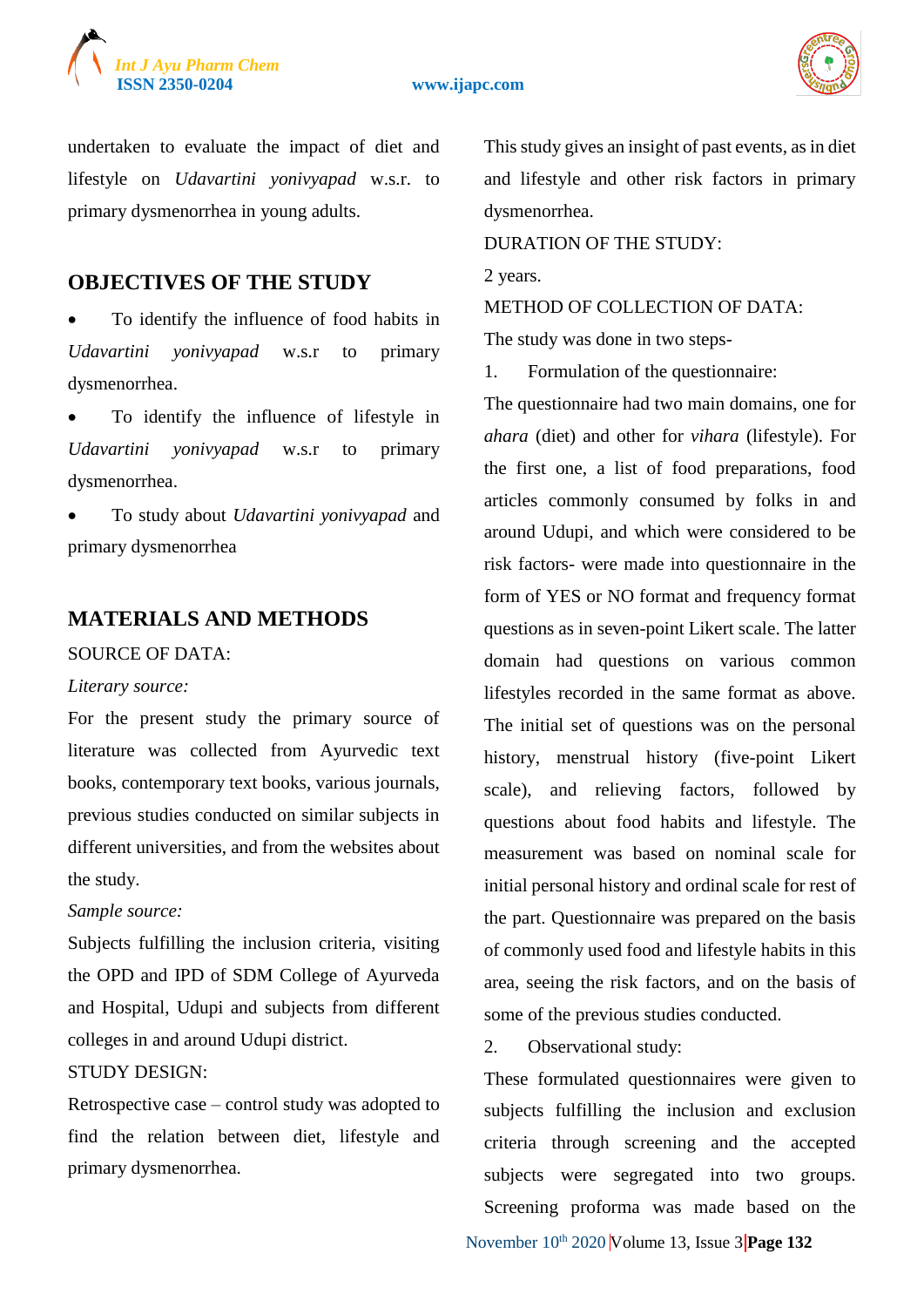undertaken to evaluate the impact of diet and lifestyle on *Udavartini yonivyapad* w.s.r. to primary dysmenorrhea in young adults.

## OBJECTIVES OF THE STUDY

- To identify the influence of food habits in *Udavartini yonivyapad* w.s.r to primary dysmenorrhea.
- To identify the influence of lifestyle in *Udavartini yonivyapad* w.s.r to primary dysmenorrhea.
- To study about *Udavartini yonivyapad* and primary dysmenorrhea

## MATERIALS AND METHODS

SOURCE OF DATA:

*Literary source:*

For the present study the primary source of literature was collected from Ayurvedic text books, contemporary text books, various journals, previous studies conducted on similar subjects in different universities, and from the websites about the study.

*Sample source:*

Subjects fulfilling the inclusion criteria, visiting the OPD and IPD of SDM College of Ayurveda and Hospital, Udupi and subjects from different colleges in and around Udupi district.

STUDY DESIGN:

Retrospective case – control study was adopted to find the relation between diet, lifestyle and primary dysmenorrhea.

This study gives an insight of past events, as in diet and lifestyle and other risk factors in primary dysmenorrhea.

DURATION OF THE STUDY:

2 years.

METHOD OF COLLECTION OF DATA:

The study was done in two steps-

1. Formulation of the questionnaire:

The questionnaire had two main domains, one for *ahara* (diet) and other for *vihara* (lifestyle). For the first one, a list of food preparations, food articles commonly consumed by folks in and around Udupi, and which were considered to be risk factors- were made into questionnaire in the form of YES or NO format and frequency format questions as in seven-point Likert scale. The latter domain had questions on various common lifestyles recorded in the same format as above. The initial set of questions was on the personal history, menstrual history (five-point Likert scale), and relieving factors, followed by questions about food habits and lifestyle. The measurement was based on nominal scale for initial personal history and ordinal scale for rest of the part. Questionnaire was prepared on the basis of commonly used food and lifestyle habits in this area, seeing the risk factors, and on the basis of some of the previous studies conducted.

2. Observational study:

These formulated questionnaires were given to subjects fulfilling the inclusion and exclusion criteria through screening and the accepted subjects were segregated into two groups. Screening proforma was made based on the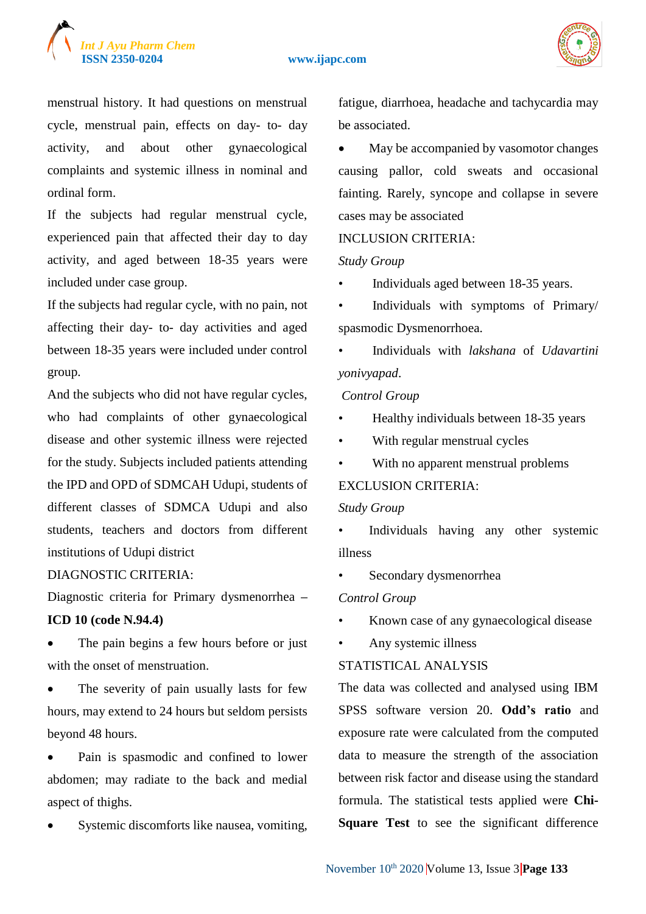menstrual history. It had questions on menstrual cycle, menstrual pain, effects on day- to- day activity, and about other gynaecological complaints and systemic illness in nominal and ordinal form.

If the subjects had regular menstrual cycle, experienced pain that affected their day to day activity, and aged between 18-35 years were included under case group.

If the subjects had regular cycle, with no pain, not affecting their day- to- day activities and aged between 18-35 years were included under control group.

And the subjects who did not have regular cycles, who had complaints of other gynaecological disease and other systemic illness were rejected for the study. Subjects included patients attending the IPD and OPD of SDMCAH Udupi, students of different classes of SDMCA Udupi and also students, teachers and doctors from different institutions of Udupi district

DIAGNOSTIC CRITERIA:

Diagnostic criteria for Primary dysmenorrhea – **ICD 10 (code N.94.4)**

- The pain begins a few hours before or just with the onset of menstruation.
- The severity of pain usually lasts for few hours, may extend to 24 hours but seldom persists beyond 48 hours.
- Pain is spasmodic and confined to lower abdomen; may radiate to the back and medial aspect of thighs.
- Systemic discomforts like nausea, vomiting, fatigue, diarrhoea, headache and tachycardia may be associated.
- May be accompanied by vasomotor changes causing pallor, cold sweats and occasional fainting. Rarely, syncope and collapse in severe cases may be associated

INCLUSION CRITERIA:

*Study Group*

- Individuals aged between 18-35 years.
- Individuals with symptoms of Primary/ spasmodic Dysmenorrhoea.
- Individuals with *lakshana* of *Udavartini yonivyapad*.

*Control Group*

- Healthy individuals between 18-35 years
- With regular menstrual cycles
- With no apparent menstrual problems

EXCLUSION CRITERIA:

*Study Group*

- Individuals having any other systemic illness
- Secondary dysmenorrhea

*Control Group*

- Known case of any gynaecological disease
- Any systemic illness

STATISTICAL ANALYSIS

The data was collected and analysed using IBM SPSS software version 20. **Odd's ratio** and exposure rate were calculated from the computed data to measure the strength of the association between risk factor and disease using the standard formula. The statistical tests applied were **Chi-Square Test** to see the significant difference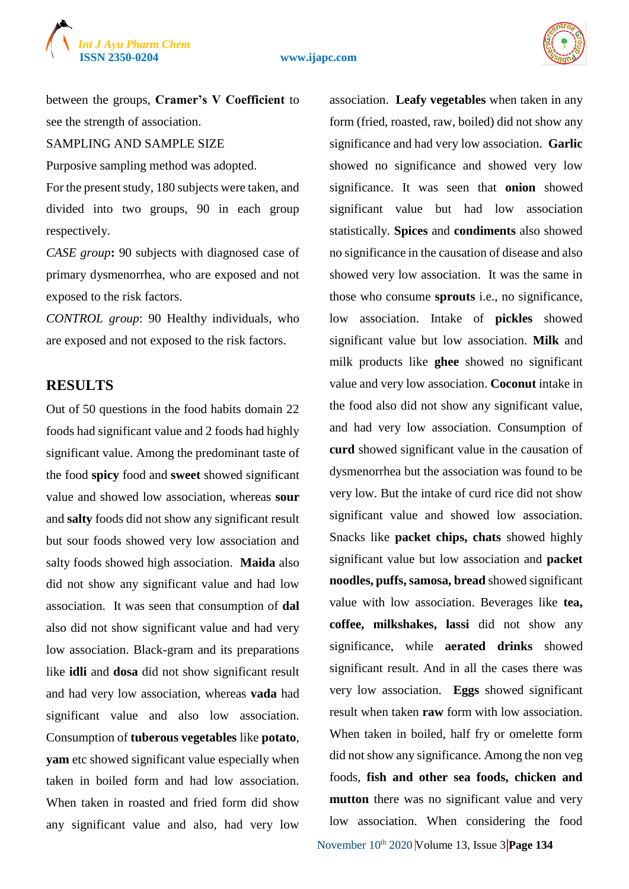between the groups, **Cramer's V Coefficient** to see the strength of association.

SAMPLING AND SAMPLE SIZE

Purposive sampling method was adopted.

For the present study, 180 subjects were taken, and divided into two groups, 90 in each group respectively.

*CASE group***:** 90 subjects with diagnosed case of primary dysmenorrhea, who are exposed and not exposed to the risk factors.

*CONTROL group*: 90 Healthy individuals, who are exposed and not exposed to the risk factors.

## RESULTS

Out of 50 questions in the food habits domain 22 foods had significant value and 2 foods had highly significant value. Among the predominant taste of the food **spicy** food and **sweet** showed significant value and showed low association, whereas **sour** and **salty** foods did not show any significant result but sour foods showed very low association and salty foods showed high association. **Maida** also did not show any significant value and had low association. It was seen that consumption of **dal** also did not show significant value and had very low association. Black-gram and its preparations like **idli** and **dosa** did not show significant result and had very low association, whereas **vada** had significant value and also low association. Consumption of **tuberous vegetables** like **potato**, **yam** etc showed significant value especially when taken in boiled form and had low association. When taken in roasted and fried form did show any significant value and also, had very low association. **Leafy vegetables** when taken in any form (fried, roasted, raw, boiled) did not show any significance and had very low association. **Garlic** showed no significance and showed very low significance. It was seen that **onion** showed significant value but had low association statistically. **Spices** and **condiments** also showed no significance in the causation of disease and also showed very low association. It was the same in those who consume **sprouts** i.e., no significance, low association. Intake of **pickles** showed significant value but low association. **Milk** and milk products like **ghee** showed no significant value and very low association. **Coconut** intake in the food also did not show any significant value, and had very low association. Consumption of **curd** showed significant value in the causation of dysmenorrhea but the association was found to be very low. But the intake of curd rice did not show significant value and showed low association. Snacks like **packet chips, chats** showed highly significant value but low association and **packet noodles, puffs, samosa, bread** showed significant value with low association. Beverages like **tea, coffee, milkshakes, lassi** did not show any significance, while **aerated drinks** showed significant result. And in all the cases there was very low association. **Eggs** showed significant result when taken **raw** form with low association. When taken in boiled, half fry or omelette form did not show any significance. Among the non veg foods, **fish and other sea foods, chicken and mutton** there was no significant value and very low association. When considering the food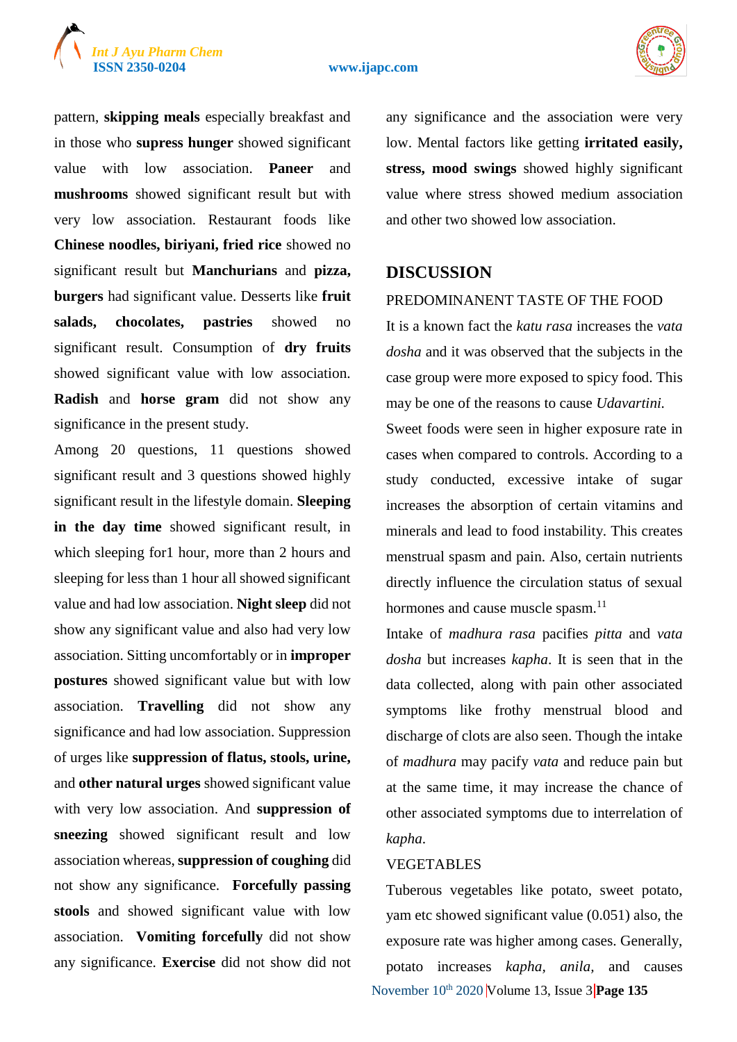pattern, **skipping meals** especially breakfast and in those who **supress hunger** showed significant value with low association. **Paneer** and **mushrooms** showed significant result but with very low association. Restaurant foods like **Chinese noodles, biriyani, fried rice** showed no significant result but **Manchurians** and **pizza, burgers** had significant value. Desserts like **fruit salads, chocolates, pastries** showed no significant result. Consumption of **dry fruits** showed significant value with low association. **Radish** and **horse gram** did not show any significance in the present study.

Among 20 questions, 11 questions showed significant result and 3 questions showed highly significant result in the lifestyle domain. **Sleeping in the day time** showed significant result, in which sleeping for1 hour, more than 2 hours and sleeping for less than 1 hour all showed significant value and had low association. **Night sleep** did not show any significant value and also had very low association. Sitting uncomfortably or in **improper postures** showed significant value but with low association. **Travelling** did not show any significance and had low association. Suppression of urges like **suppression of flatus, stools, urine,** and **other natural urges** showed significant value with very low association. And **suppression of sneezing** showed significant result and low association whereas, **suppression of coughing** did not show any significance. **Forcefully passing stools** and showed significant value with low association. **Vomiting forcefully** did not show any significance. **Exercise** did not show did not any significance and the association were very low. Mental factors like getting **irritated easily, stress, mood swings** showed highly significant value where stress showed medium association and other two showed low association.

## DISCUSSION

PREDOMINANENT TASTE OF THE FOOD

It is a known fact the *katu rasa* increases the *vata dosha* and it was observed that the subjects in the case group were more exposed to spicy food. This may be one of the reasons to cause *Udavartini.*

Sweet foods were seen in higher exposure rate in cases when compared to controls. According to a study conducted, excessive intake of sugar increases the absorption of certain vitamins and minerals and lead to food instability. This creates menstrual spasm and pain. Also, certain nutrients directly influence the circulation status of sexual hormones and cause muscle spasm.[11]

Intake of *madhura rasa* pacifies *pitta* and *vata dosha* but increases *kapha*. It is seen that in the data collected, along with pain other associated symptoms like frothy menstrual blood and discharge of clots are also seen. Though the intake of *madhura* may pacify *vata* and reduce pain but at the same time, it may increase the chance of other associated symptoms due to interrelation of *kapha*.

VEGETABLES

Tuberous vegetables like potato, sweet potato, yam etc showed significant value (0.051) also, the exposure rate was higher among cases. Generally, potato increases *kapha*, *anila*, and causes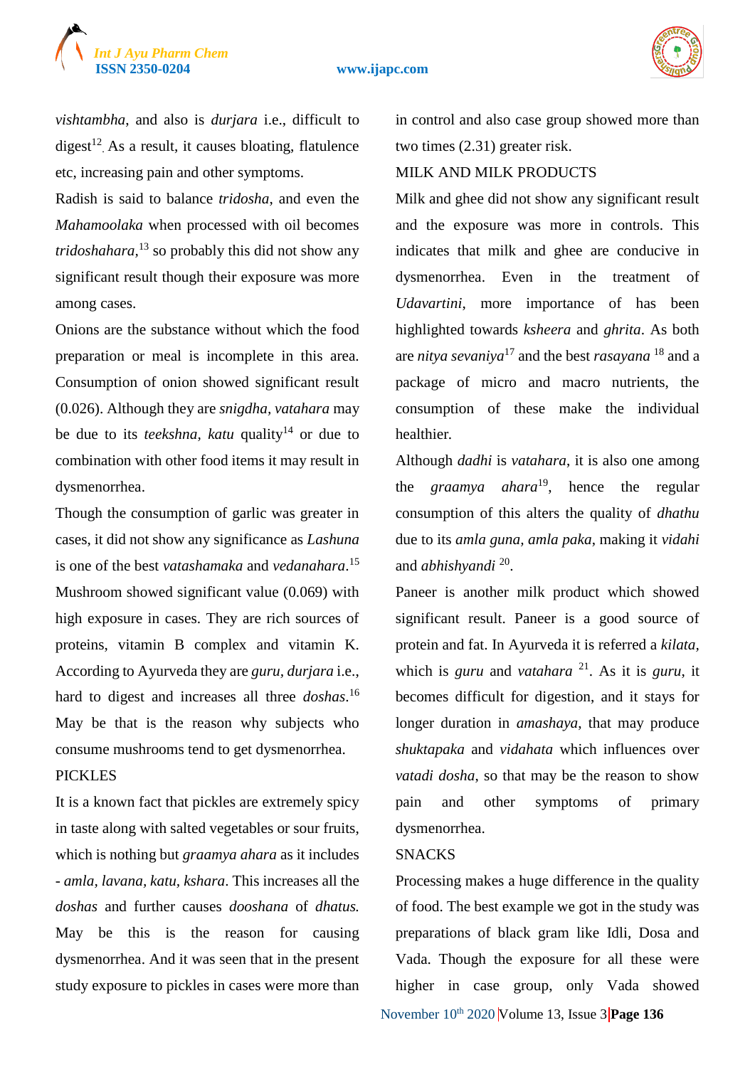*vishtambha*, and also is *durjara* i.e., difficult to digest[12]. As a result, it causes bloating, flatulence etc, increasing pain and other symptoms.

Radish is said to balance *tridosha*, and even the *Mahamoolaka* when processed with oil becomes *tridoshahara*,[13] so probably this did not show any significant result though their exposure was more among cases.

Onions are the substance without which the food preparation or meal is incomplete in this area. Consumption of onion showed significant result (0.026). Although they are *snigdha*, *vatahara* may be due to its *teekshna*, *katu* quality[14] or due to combination with other food items it may result in dysmenorrhea.

Though the consumption of garlic was greater in cases, it did not show any significance as *Lashuna* is one of the best *vatashamaka* and *vedanahara*.[15]

Mushroom showed significant value (0.069) with high exposure in cases. They are rich sources of proteins, vitamin B complex and vitamin K. According to Ayurveda they are *guru*, *durjara* i.e., hard to digest and increases all three *doshas*.[16] May be that is the reason why subjects who consume mushrooms tend to get dysmenorrhea.

PICKLES

It is a known fact that pickles are extremely spicy in taste along with salted vegetables or sour fruits, which is nothing but *graamya ahara* as it includes - *amla*, *lavana*, *katu*, *kshara*. This increases all the *doshas* and further causes *dooshana* of *dhatus.* May be this is the reason for causing dysmenorrhea. And it was seen that in the present study exposure to pickles in cases were more than in control and also case group showed more than two times (2.31) greater risk.

MILK AND MILK PRODUCTS

Milk and ghee did not show any significant result and the exposure was more in controls. This indicates that milk and ghee are conducive in dysmenorrhea. Even in the treatment of *Udavartini*, more importance of has been highlighted towards *ksheera* and *ghrita*. As both are *nitya sevaniya*[17] and the best *rasayana* [18] and a package of micro and macro nutrients, the consumption of these make the individual healthier.

Although *dadhi* is *vatahara*, it is also one among the *graamya ahara*[19], hence the regular consumption of this alters the quality of *dhathu* due to its *amla guna*, *amla paka*, making it *vidahi* and *abhishyandi* [20].

Paneer is another milk product which showed significant result. Paneer is a good source of protein and fat. In Ayurveda it is referred a *kilata*, which is *guru* and *vatahara* [21]. As it is *guru*, it becomes difficult for digestion, and it stays for longer duration in *amashaya*, that may produce *shuktapaka* and *vidahata* which influences over *vatadi dosha*, so that may be the reason to show pain and other symptoms of primary dysmenorrhea.

SNACKS

Processing makes a huge difference in the quality of food. The best example we got in the study was preparations of black gram like Idli, Dosa and Vada. Though the exposure for all these were higher in case group, only Vada showed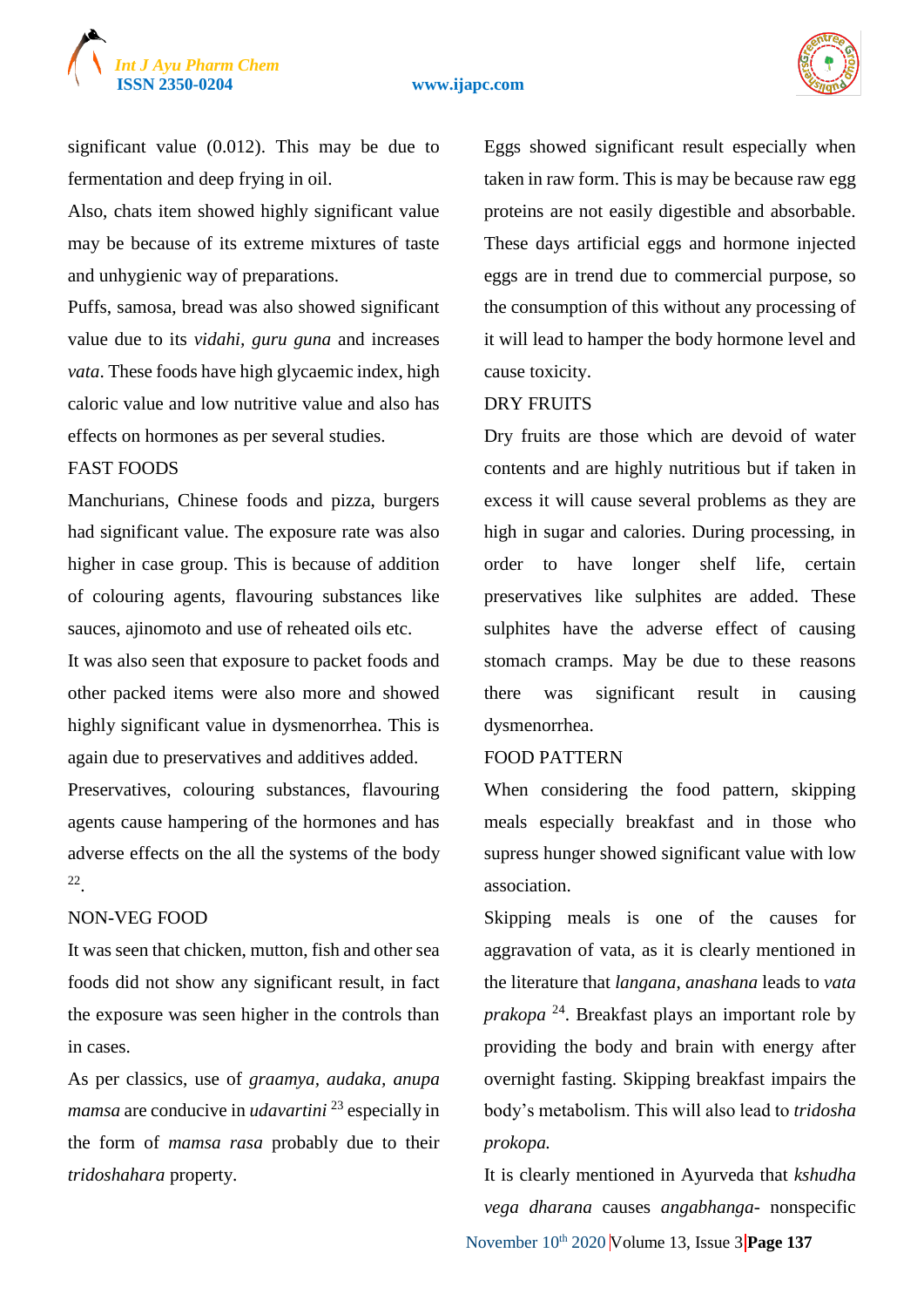significant value (0.012). This may be due to fermentation and deep frying in oil.

Also, chats item showed highly significant value may be because of its extreme mixtures of taste and unhygienic way of preparations.

Puffs, samosa, bread was also showed significant value due to its *vidahi*, *guru guna* and increases *vata*. These foods have high glycaemic index, high caloric value and low nutritive value and also has effects on hormones as per several studies.

## FAST FOODS

Manchurians, Chinese foods and pizza, burgers had significant value. The exposure rate was also higher in case group. This is because of addition of colouring agents, flavouring substances like sauces, ajinomoto and use of reheated oils etc.

It was also seen that exposure to packet foods and other packed items were also more and showed highly significant value in dysmenorrhea. This is again due to preservatives and additives added.

Preservatives, colouring substances, flavouring agents cause hampering of the hormones and has adverse effects on the all the systems of the body [22].

## NON-VEG FOOD

It was seen that chicken, mutton, fish and other sea foods did not show any significant result, in fact the exposure was seen higher in the controls than in cases.

As per classics, use of *graamya*, *audaka*, *anupa mamsa* are conducive in *udavartini* [23] especially in the form of *mamsa rasa* probably due to their *tridoshahara* property.

Eggs showed significant result especially when taken in raw form. This is may be because raw egg proteins are not easily digestible and absorbable. These days artificial eggs and hormone injected eggs are in trend due to commercial purpose, so the consumption of this without any processing of it will lead to hamper the body hormone level and cause toxicity.

## DRY FRUITS

Dry fruits are those which are devoid of water contents and are highly nutritious but if taken in excess it will cause several problems as they are high in sugar and calories. During processing, in order to have longer shelf life, certain preservatives like sulphites are added. These sulphites have the adverse effect of causing stomach cramps. May be due to these reasons there was significant result in causing dysmenorrhea.

## FOOD PATTERN

When considering the food pattern, skipping meals especially breakfast and in those who supress hunger showed significant value with low association.

Skipping meals is one of the causes for aggravation of vata, as it is clearly mentioned in the literature that *langana*, *anashana* leads to *vata prakopa* [24]. Breakfast plays an important role by providing the body and brain with energy after overnight fasting. Skipping breakfast impairs the body's metabolism. This will also lead to *tridosha prokopa.*

It is clearly mentioned in Ayurveda that *kshudha vega dharana* causes *angabhanga*- nonspecific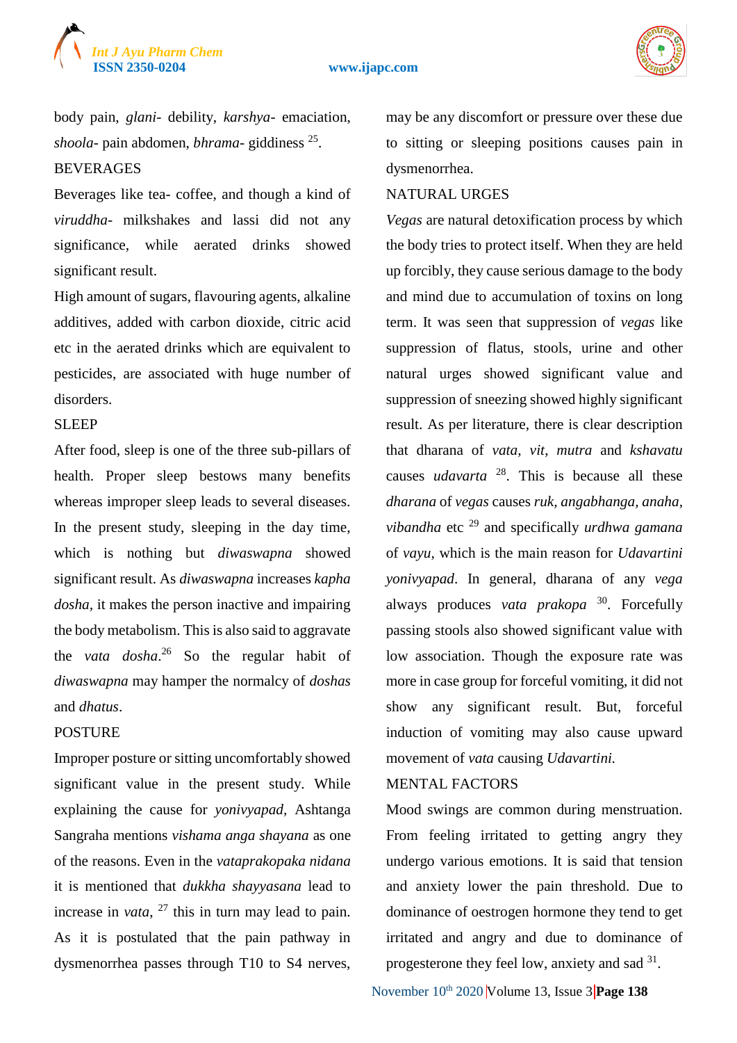body pain, *glani*- debility, *karshya*- emaciation, *shoola*- pain abdomen, *bhrama*- giddiness [25].

BEVERAGES

Beverages like tea- coffee, and though a kind of *viruddha*- milkshakes and lassi did not any significance, while aerated drinks showed significant result.

High amount of sugars, flavouring agents, alkaline additives, added with carbon dioxide, citric acid etc in the aerated drinks which are equivalent to pesticides, are associated with huge number of disorders.

SLEEP

After food, sleep is one of the three sub-pillars of health. Proper sleep bestows many benefits whereas improper sleep leads to several diseases. In the present study, sleeping in the day time, which is nothing but *diwaswapna* showed significant result. As *diwaswapna* increases *kapha dosha*, it makes the person inactive and impairing the body metabolism. This is also said to aggravate the *vata dosha*.[26] So the regular habit of *diwaswapna* may hamper the normalcy of *doshas* and *dhatus*.

POSTURE

Improper posture or sitting uncomfortably showed significant value in the present study. While explaining the cause for *yonivyapad*, Ashtanga Sangraha mentions *vishama anga shayana* as one of the reasons. Even in the *vataprakopaka nidana* it is mentioned that *dukkha shayyasana* lead to increase in *vata*, [27] this in turn may lead to pain. As it is postulated that the pain pathway in dysmenorrhea passes through T10 to S4 nerves, may be any discomfort or pressure over these due to sitting or sleeping positions causes pain in dysmenorrhea.

NATURAL URGES

*Vegas* are natural detoxification process by which the body tries to protect itself. When they are held up forcibly, they cause serious damage to the body and mind due to accumulation of toxins on long term. It was seen that suppression of *vegas* like suppression of flatus, stools, urine and other natural urges showed significant value and suppression of sneezing showed highly significant result. As per literature, there is clear description that dharana of *vata*, *vit*, *mutra* and *kshavatu* causes *udavarta* [28]. This is because all these *dharana* of *vegas* causes *ruk, angabhanga, anaha, vibandha* etc [29] and specifically *urdhwa gamana* of *vayu*, which is the main reason for *Udavartini yonivyapad*. In general, dharana of any *vega* always produces *vata prakopa* [30]. Forcefully passing stools also showed significant value with low association. Though the exposure rate was more in case group for forceful vomiting, it did not show any significant result. But, forceful induction of vomiting may also cause upward movement of *vata* causing *Udavartini.*

MENTAL FACTORS

Mood swings are common during menstruation. From feeling irritated to getting angry they undergo various emotions. It is said that tension and anxiety lower the pain threshold. Due to dominance of oestrogen hormone they tend to get irritated and angry and due to dominance of progesterone they feel low, anxiety and sad [31].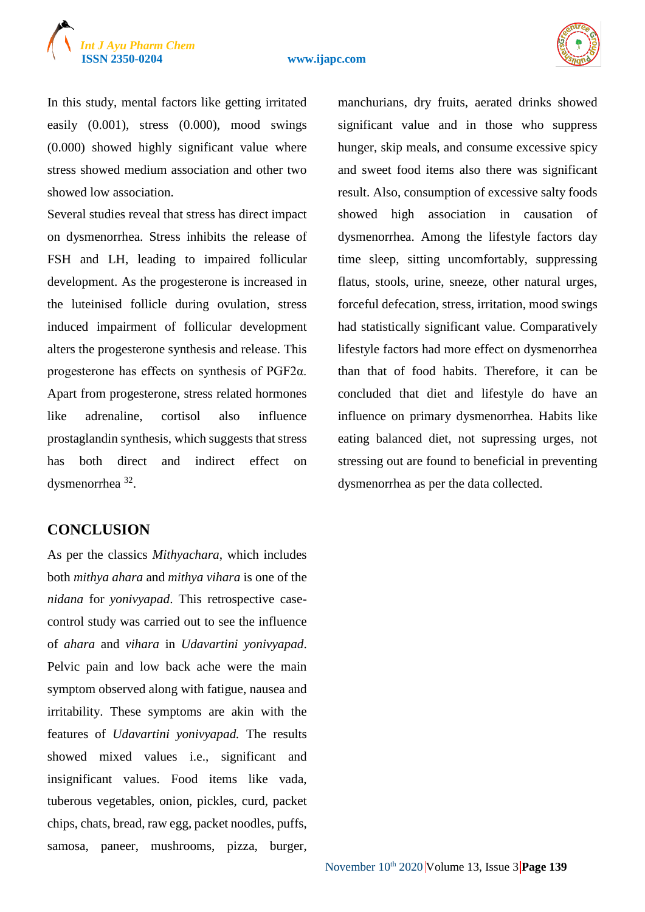In this study, mental factors like getting irritated easily (0.001), stress (0.000), mood swings (0.000) showed highly significant value where stress showed medium association and other two showed low association.

Several studies reveal that stress has direct impact on dysmenorrhea. Stress inhibits the release of FSH and LH, leading to impaired follicular development. As the progesterone is increased in the luteinised follicle during ovulation, stress induced impairment of follicular development alters the progesterone synthesis and release. This progesterone has effects on synthesis of PGF2α. Apart from progesterone, stress related hormones like adrenaline, cortisol also influence prostaglandin synthesis, which suggests that stress has both direct and indirect effect on dysmenorrhea [32].

## CONCLUSION

As per the classics *Mithyachara*, which includes both *mithya ahara* and *mithya vihara* is one of the *nidana* for *yonivyapad*. This retrospective case-control study was carried out to see the influence of *ahara* and *vihara* in *Udavartini yonivyapad*. Pelvic pain and low back ache were the main symptom observed along with fatigue, nausea and irritability. These symptoms are akin with the features of *Udavartini yonivyapad.* The results showed mixed values i.e., significant and insignificant values. Food items like vada, tuberous vegetables, onion, pickles, curd, packet chips, chats, bread, raw egg, packet noodles, puffs, samosa, paneer, mushrooms, pizza, burger, manchurians, dry fruits, aerated drinks showed significant value and in those who suppress hunger, skip meals, and consume excessive spicy and sweet food items also there was significant result. Also, consumption of excessive salty foods showed high association in causation of dysmenorrhea. Among the lifestyle factors day time sleep, sitting uncomfortably, suppressing flatus, stools, urine, sneeze, other natural urges, forceful defecation, stress, irritation, mood swings had statistically significant value. Comparatively lifestyle factors had more effect on dysmenorrhea than that of food habits. Therefore, it can be concluded that diet and lifestyle do have an influence on primary dysmenorrhea. Habits like eating balanced diet, not supressing urges, not stressing out are found to beneficial in preventing dysmenorrhea as per the data collected.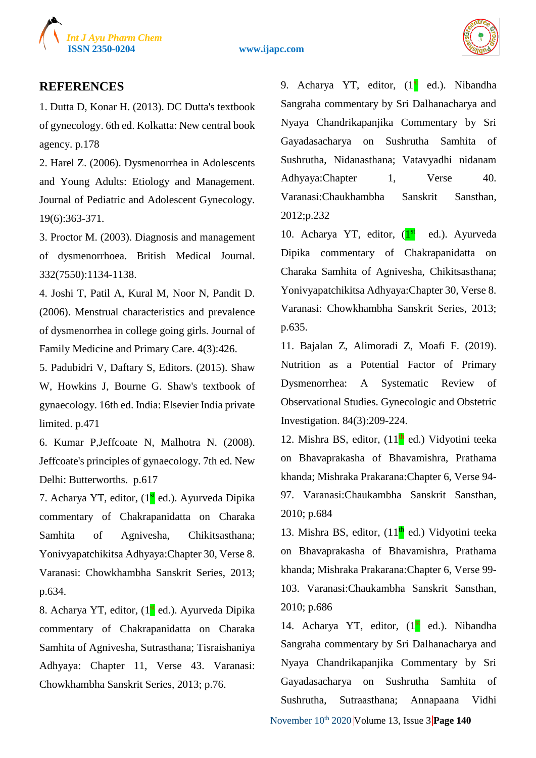## REFERENCES

1. Dutta D, Konar H. (2013). DC Dutta's textbook of gynecology. 6th ed. Kolkatta: New central book agency. p.178
2. Harel Z. (2006). Dysmenorrhea in Adolescents and Young Adults: Etiology and Management. Journal of Pediatric and Adolescent Gynecology. 19(6):363-371.
3. Proctor M. (2003). Diagnosis and management of dysmenorrhoea. British Medical Journal. 332(7550):1134-1138.
4. Joshi T, Patil A, Kural M, Noor N, Pandit D. (2006). Menstrual characteristics and prevalence of dysmenorrhea in college going girls. Journal of Family Medicine and Primary Care. 4(3):426.
5. Padubidri V, Daftary S, Editors. (2015). Shaw W, Howkins J, Bourne G. Shaw's textbook of gynaecology. 16th ed. India: Elsevier India private limited. p.471
6. Kumar P,Jeffcoate N, Malhotra N. (2008). Jeffcoate's principles of gynaecology. 7th ed. New Delhi: Butterworths. p.617
7. Acharya YT, editor, (1st ed.). Ayurveda Dipika commentary of Chakrapanidatta on Charaka Samhita of Agnivesha, Chikitsasthana; Yonivyapatchikitsa Adhyaya:Chapter 30, Verse 8. Varanasi: Chowkhambha Sanskrit Series, 2013; p.634.
8. Acharya YT, editor, (1st ed.). Ayurveda Dipika commentary of Chakrapanidatta on Charaka Samhita of Agnivesha, Sutrasthana; Tisraishaniya Adhyaya: Chapter 11, Verse 43. Varanasi: Chowkhambha Sanskrit Series, 2013; p.76.
9. Acharya YT, editor, (1st ed.). Nibandha Sangraha commentary by Sri Dalhanacharya and Nyaya Chandrikapanjika Commentary by Sri Gayadasacharya on Sushrutha Samhita of Sushrutha, Nidanasthana; Vatavyadhi nidanam Adhyaya:Chapter 1, Verse 40. Varanasi:Chaukhambha Sanskrit Sansthan, 2012;p.232
10. Acharya YT, editor, (1st ed.). Ayurveda Dipika commentary of Chakrapanidatta on Charaka Samhita of Agnivesha, Chikitsasthana; Yonivyapatchikitsa Adhyaya:Chapter 30, Verse 8. Varanasi: Chowkhambha Sanskrit Series, 2013; p.635.
11. Bajalan Z, Alimoradi Z, Moafi F. (2019). Nutrition as a Potential Factor of Primary Dysmenorrhea: A Systematic Review of Observational Studies. Gynecologic and Obstetric Investigation. 84(3):209-224.
12. Mishra BS, editor, (11th ed.) Vidyotini teeka on Bhavaprakasha of Bhavamishra, Prathama khanda; Mishraka Prakarana:Chapter 6, Verse 94-97. Varanasi:Chaukambha Sanskrit Sansthan, 2010; p.684
13. Mishra BS, editor, (11th ed.) Vidyotini teeka on Bhavaprakasha of Bhavamishra, Prathama khanda; Mishraka Prakarana:Chapter 6, Verse 99-103. Varanasi:Chaukambha Sanskrit Sansthan, 2010; p.686
14. Acharya YT, editor, (1st ed.). Nibandha Sangraha commentary by Sri Dalhanacharya and Nyaya Chandrikapanjika Commentary by Sri Gayadasacharya on Sushrutha Samhita of Sushrutha, Sutraasthana; Annapaana Vidhi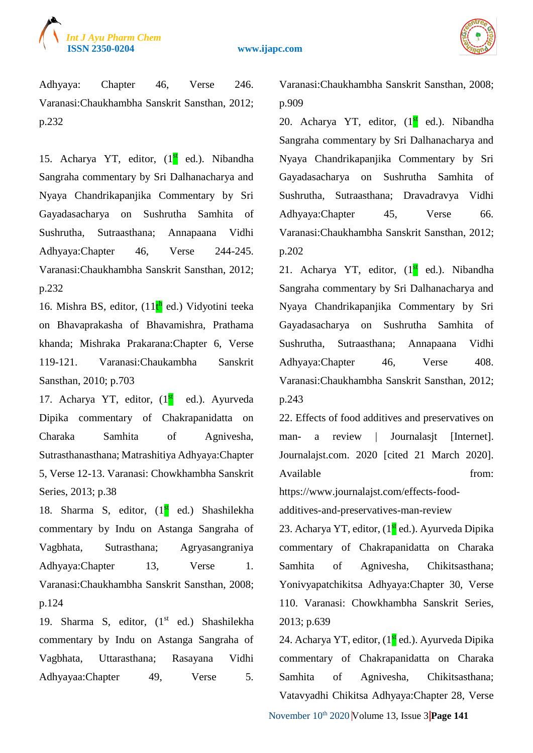Adhyaya: Chapter 46, Verse 246. Varanasi:Chaukhambha Sanskrit Sansthan, 2012; p.232

15. Acharya YT, editor, (1st ed.). Nibandha Sangraha commentary by Sri Dalhanacharya and Nyaya Chandrikapanjika Commentary by Sri Gayadasacharya on Sushrutha Samhita of Sushrutha, Sutraasthana; Annapaana Vidhi Adhyaya:Chapter 46, Verse 244-245. Varanasi:Chaukhambha Sanskrit Sansthan, 2012; p.232

16. Mishra BS, editor, (11th ed.) Vidyotini teeka on Bhavaprakasha of Bhavamishra, Prathama khanda; Mishraka Prakarana:Chapter 6, Verse 119-121. Varanasi:Chaukambha Sanskrit Sansthan, 2010; p.703

17. Acharya YT, editor, (1st ed.). Ayurveda Dipika commentary of Chakrapanidatta on Charaka Samhita of Agnivesha, Sutrasthanasthana; Matrashitiya Adhyaya:Chapter 5, Verse 12-13. Varanasi: Chowkhambha Sanskrit Series, 2013; p.38

18. Sharma S, editor, (1st ed.) Shashilekha commentary by Indu on Astanga Sangraha of Vagbhata, Sutrasthana; Agryasangraniya Adhyaya:Chapter 13, Verse 1. Varanasi:Chaukhambha Sanskrit Sansthan, 2008; p.124

19. Sharma S, editor, (1st ed.) Shashilekha commentary by Indu on Astanga Sangraha of Vagbhata, Uttarasthana; Rasayana Vidhi Adhyayaa:Chapter 49, Verse 5. Varanasi:Chaukhambha Sanskrit Sansthan, 2008; p.909

20. Acharya YT, editor, (1st ed.). Nibandha Sangraha commentary by Sri Dalhanacharya and Nyaya Chandrikapanjika Commentary by Sri Gayadasacharya on Sushrutha Samhita of Sushrutha, Sutraasthana; Dravadravya Vidhi Adhyaya:Chapter 45, Verse 66. Varanasi:Chaukhambha Sanskrit Sansthan, 2012; p.202

21. Acharya YT, editor, (1st ed.). Nibandha Sangraha commentary by Sri Dalhanacharya and Nyaya Chandrikapanjika Commentary by Sri Gayadasacharya on Sushrutha Samhita of Sushrutha, Sutraasthana; Annapaana Vidhi Adhyaya:Chapter 46, Verse 408. Varanasi:Chaukhambha Sanskrit Sansthan, 2012; p.243

22. Effects of food additives and preservatives on man- a review | Journalasjt [Internet]. Journalajst.com. 2020 [cited 21 March 2020]. Available from: https://www.journalajst.com/effects-food-additives-and-preservatives-man-review

23. Acharya YT, editor, (1st ed.). Ayurveda Dipika commentary of Chakrapanidatta on Charaka Samhita of Agnivesha, Chikitsasthana; Yonivyapatchikitsa Adhyaya:Chapter 30, Verse 110. Varanasi: Chowkhambha Sanskrit Series, 2013; p.639

24. Acharya YT, editor, (1st ed.). Ayurveda Dipika commentary of Chakrapanidatta on Charaka Samhita of Agnivesha, Chikitsasthana; Vatavyadhi Chikitsa Adhyaya:Chapter 28, Verse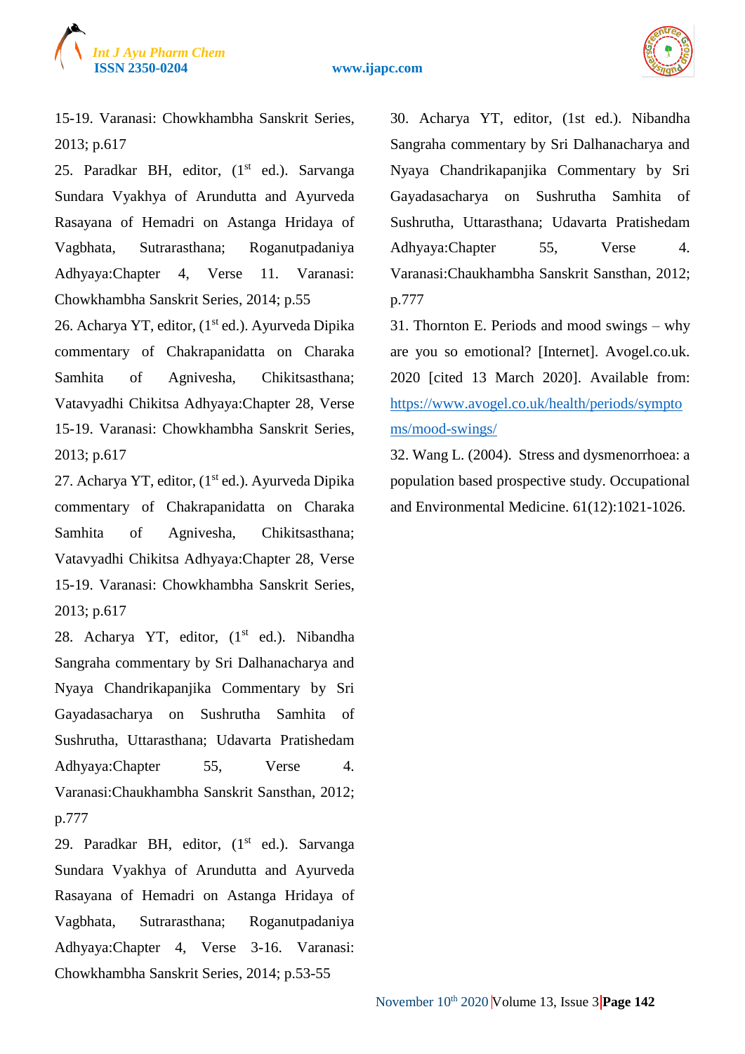15-19. Varanasi: Chowkhambha Sanskrit Series, 2013; p.617

25. Paradkar BH, editor, (1st ed.). Sarvanga Sundara Vyakhya of Arundutta and Ayurveda Rasayana of Hemadri on Astanga Hridaya of Vagbhata, Sutrarasthana; Roganutpadaniya Adhyaya:Chapter 4, Verse 11. Varanasi: Chowkhambha Sanskrit Series, 2014; p.55

26. Acharya YT, editor, (1st ed.). Ayurveda Dipika commentary of Chakrapanidatta on Charaka Samhita of Agnivesha, Chikitsasthana; Vatavyadhi Chikitsa Adhyaya:Chapter 28, Verse 15-19. Varanasi: Chowkhambha Sanskrit Series, 2013; p.617

27. Acharya YT, editor, (1st ed.). Ayurveda Dipika commentary of Chakrapanidatta on Charaka Samhita of Agnivesha, Chikitsasthana; Vatavyadhi Chikitsa Adhyaya:Chapter 28, Verse 15-19. Varanasi: Chowkhambha Sanskrit Series, 2013; p.617

28. Acharya YT, editor, (1st ed.). Nibandha Sangraha commentary by Sri Dalhanacharya and Nyaya Chandrikapanjika Commentary by Sri Gayadasacharya on Sushrutha Samhita of Sushrutha, Uttarasthana; Udavarta Pratishedam Adhyaya:Chapter 55, Verse 4. Varanasi:Chaukhambha Sanskrit Sansthan, 2012; p.777

29. Paradkar BH, editor, (1st ed.). Sarvanga Sundara Vyakhya of Arundutta and Ayurveda Rasayana of Hemadri on Astanga Hridaya of Vagbhata, Sutrarasthana; Roganutpadaniya Adhyaya:Chapter 4, Verse 3-16. Varanasi: Chowkhambha Sanskrit Series, 2014; p.53-55

30. Acharya YT, editor, (1st ed.). Nibandha Sangraha commentary by Sri Dalhanacharya and Nyaya Chandrikapanjika Commentary by Sri Gayadasacharya on Sushrutha Samhita of Sushrutha, Uttarasthana; Udavarta Pratishedam Adhyaya:Chapter 55, Verse 4. Varanasi:Chaukhambha Sanskrit Sansthan, 2012; p.777

31. Thornton E. Periods and mood swings – why are you so emotional? [Internet]. Avogel.co.uk. 2020 [cited 13 March 2020]. Available from: https://www.avogel.co.uk/health/periods/symptoms/mood-swings/

32. Wang L. (2004). Stress and dysmenorrhoea: a population based prospective study. Occupational and Environmental Medicine. 61(12):1021-1026.